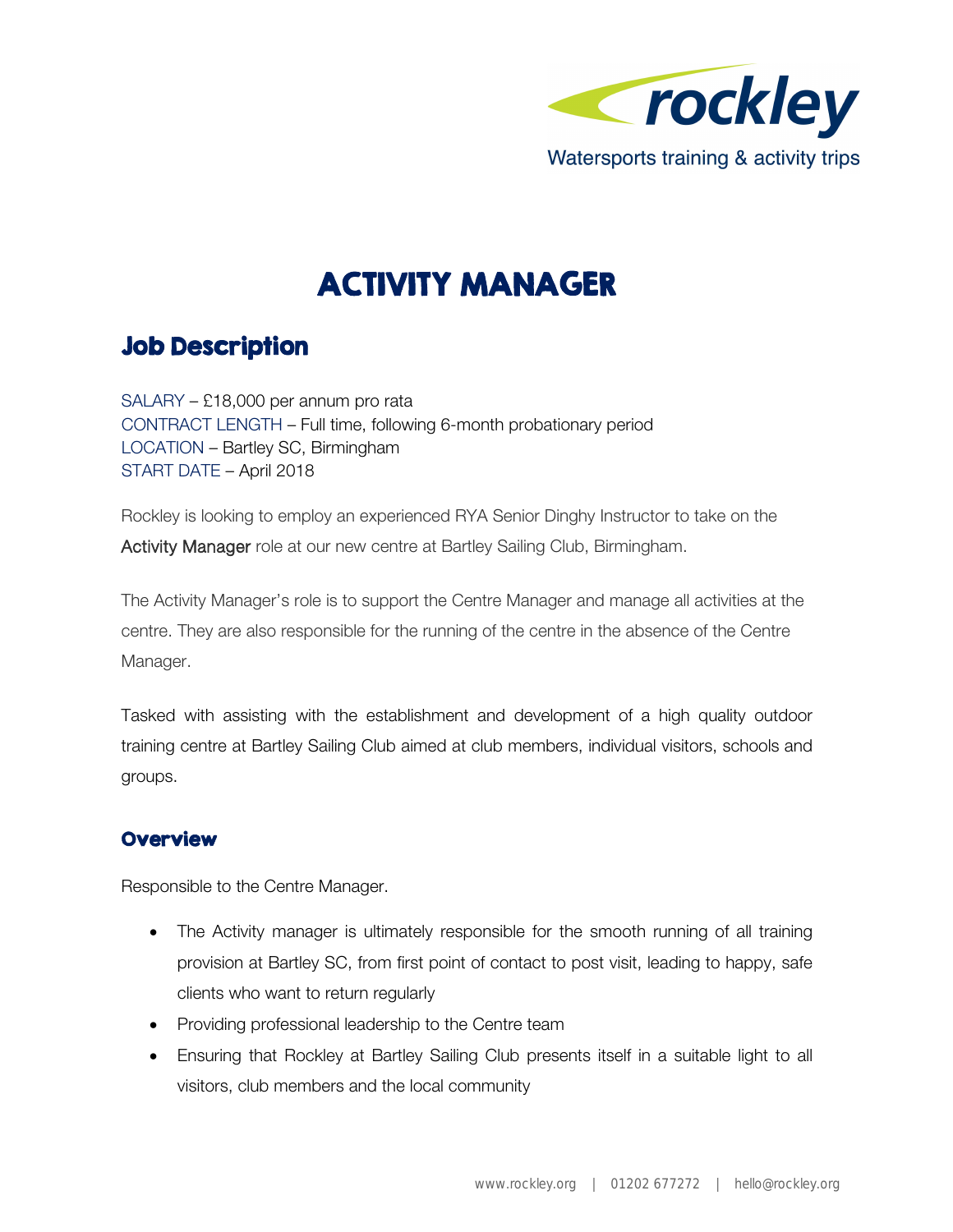rockley

Watersports training & activity trips

# ACTIVITY MANAGER

## Job Description

SALARY – £18,000 per annum pro rata
CONTRACT LENGTH – Full time, following 6-month probationary period
LOCATION – Bartley SC, Birmingham
START DATE – April 2018

Rockley is looking to employ an experienced RYA Senior Dinghy Instructor to take on the Activity Manager role at our new centre at Bartley Sailing Club, Birmingham.

The Activity Manager's role is to support the Centre Manager and manage all activities at the centre. They are also responsible for the running of the centre in the absence of the Centre Manager.

Tasked with assisting with the establishment and development of a high quality outdoor training centre at Bartley Sailing Club aimed at club members, individual visitors, schools and groups.

### Overview

Responsible to the Centre Manager.

- The Activity manager is ultimately responsible for the smooth running of all training provision at Bartley SC, from first point of contact to post visit, leading to happy, safe clients who want to return regularly
- Providing professional leadership to the Centre team
- Ensuring that Rockley at Bartley Sailing Club presents itself in a suitable light to all visitors, club members and the local community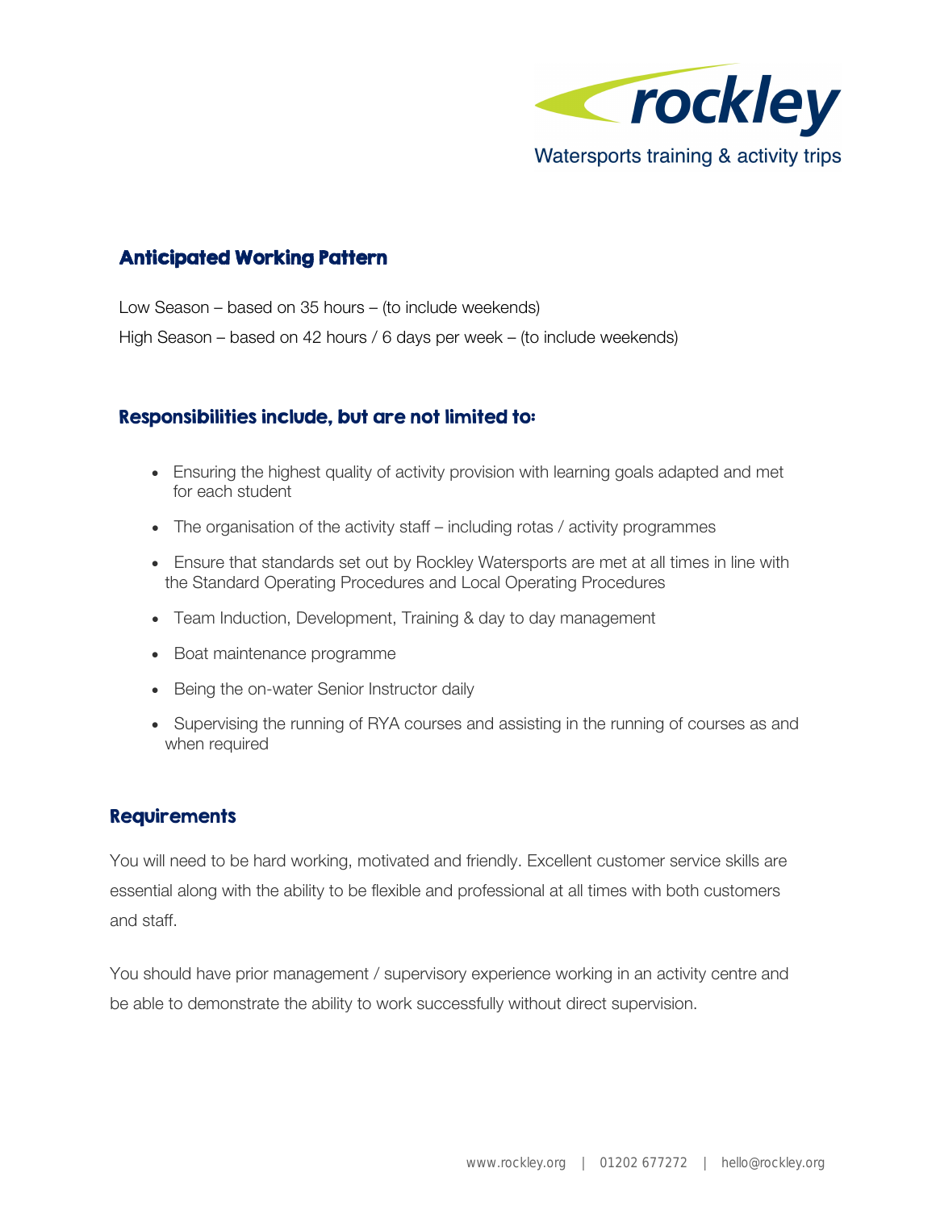## Anticipated Working Pattern

Low Season – based on 35 hours – (to include weekends)

High Season – based on 42 hours / 6 days per week – (to include weekends)

## Responsibilities include, but are not limited to:

- Ensuring the highest quality of activity provision with learning goals adapted and met for each student
- The organisation of the activity staff – including rotas / activity programmes
- Ensure that standards set out by Rockley Watersports are met at all times in line with the Standard Operating Procedures and Local Operating Procedures
- Team Induction, Development, Training & day to day management
- Boat maintenance programme
- Being the on-water Senior Instructor daily
- Supervising the running of RYA courses and assisting in the running of courses as and when required

## Requirements

You will need to be hard working, motivated and friendly. Excellent customer service skills are essential along with the ability to be flexible and professional at all times with both customers and staff.

You should have prior management / supervisory experience working in an activity centre and be able to demonstrate the ability to work successfully without direct supervision.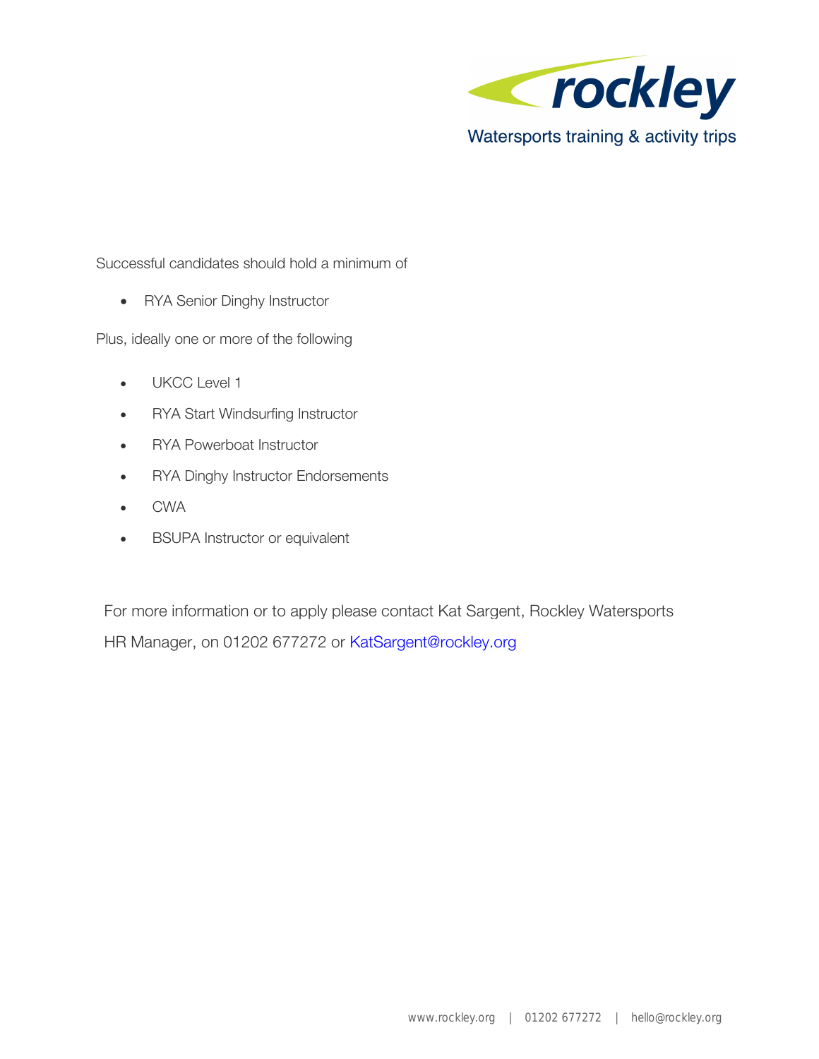Successful candidates should hold a minimum of

- RYA Senior Dinghy Instructor

Plus, ideally one or more of the following

- UKCC Level 1
- RYA Start Windsurfing Instructor
- RYA Powerboat Instructor
- RYA Dinghy Instructor Endorsements
- CWA
- BSUPA Instructor or equivalent

For more information or to apply please contact Kat Sargent, Rockley Watersports HR Manager, on 01202 677272 or KatSargent@rockley.org